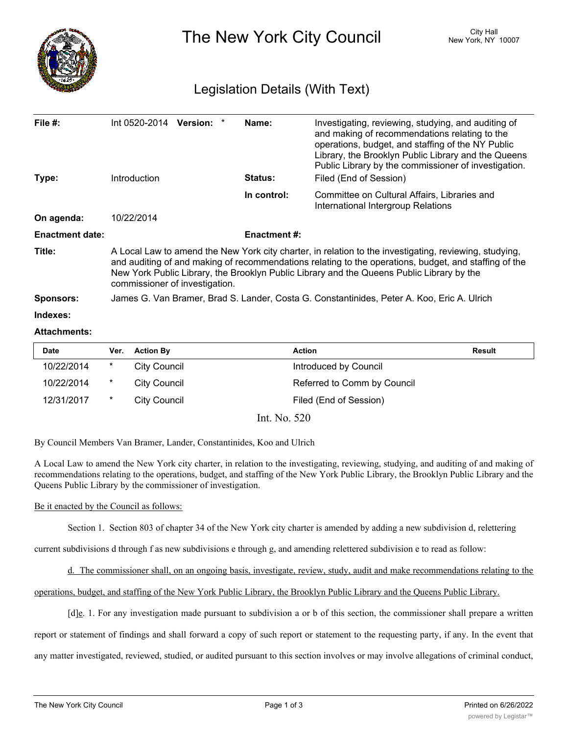# The New York City Council

City Hall
New York, NY 10007

## Legislation Details (With Text)

| | | | |
|---|---|---|---|
| **File #:** | Int 0520-2014 **Version:** * | **Name:** | Investigating, reviewing, studying, and auditing of and making of recommendations relating to the operations, budget, and staffing of the NY Public Library, the Brooklyn Public Library and the Queens Public Library by the commissioner of investigation. |
| **Type:** | Introduction | **Status:** | Filed (End of Session) |
| | | **In control:** | Committee on Cultural Affairs, Libraries and International Intergroup Relations |
| **On agenda:** | 10/22/2014 | | |
| **Enactment date:** | | **Enactment #:** | |

**Title:** A Local Law to amend the New York city charter, in relation to the investigating, reviewing, studying, and auditing of and making of recommendations relating to the operations, budget, and staffing of the New York Public Library, the Brooklyn Public Library and the Queens Public Library by the commissioner of investigation.

**Sponsors:** James G. Van Bramer, Brad S. Lander, Costa G. Constantinides, Peter A. Koo, Eric A. Ulrich

**Indexes:**

**Attachments:**

| Date | Ver. | Action By | Action | Result |
|---|---|---|---|---|
| 10/22/2014 | * | City Council | Introduced by Council | |
| 10/22/2014 | * | City Council | Referred to Comm by Council | |
| 12/31/2017 | * | City Council | Filed (End of Session) | |

Int. No. 520

By Council Members Van Bramer, Lander, Constantinides, Koo and Ulrich

A Local Law to amend the New York city charter, in relation to the investigating, reviewing, studying, and auditing of and making of recommendations relating to the operations, budget, and staffing of the New York Public Library, the Brooklyn Public Library and the Queens Public Library by the commissioner of investigation.

Be it enacted by the Council as follows:

Section 1. Section 803 of chapter 34 of the New York city charter is amended by adding a new subdivision d, relettering current subdivisions d through f as new subdivisions e through g, and amending relettered subdivision e to read as follow:

d. The commissioner shall, on an ongoing basis, investigate, review, study, audit and make recommendations relating to the operations, budget, and staffing of the New York Public Library, the Brooklyn Public Library and the Queens Public Library.

[d]e. 1. For any investigation made pursuant to subdivision a or b of this section, the commissioner shall prepare a written report or statement of findings and shall forward a copy of such report or statement to the requesting party, if any. In the event that any matter investigated, reviewed, studied, or audited pursuant to this section involves or may involve allegations of criminal conduct,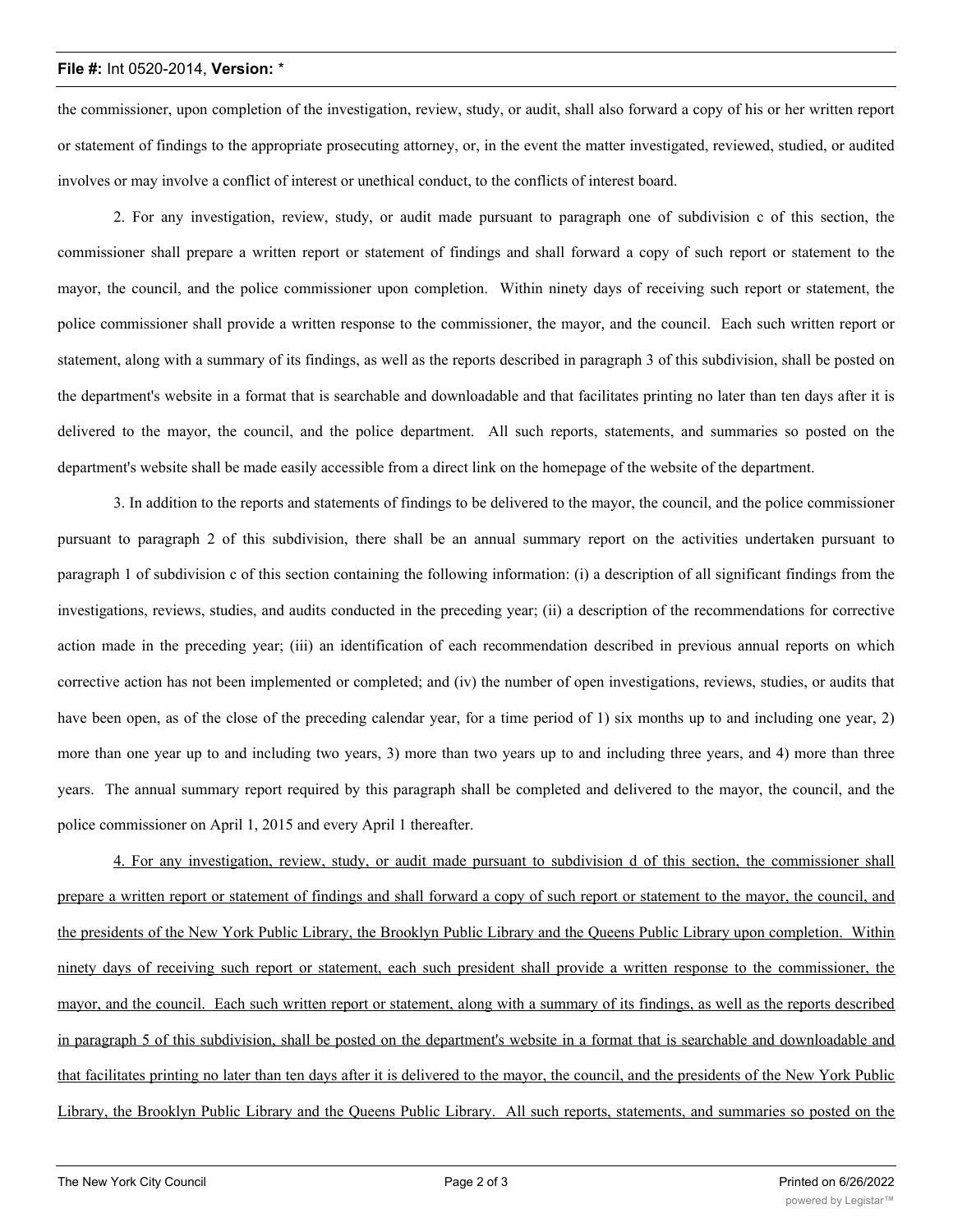the commissioner, upon completion of the investigation, review, study, or audit, shall also forward a copy of his or her written report or statement of findings to the appropriate prosecuting attorney, or, in the event the matter investigated, reviewed, studied, or audited involves or may involve a conflict of interest or unethical conduct, to the conflicts of interest board.

2. For any investigation, review, study, or audit made pursuant to paragraph one of subdivision c of this section, the commissioner shall prepare a written report or statement of findings and shall forward a copy of such report or statement to the mayor, the council, and the police commissioner upon completion. Within ninety days of receiving such report or statement, the police commissioner shall provide a written response to the commissioner, the mayor, and the council. Each such written report or statement, along with a summary of its findings, as well as the reports described in paragraph 3 of this subdivision, shall be posted on the department's website in a format that is searchable and downloadable and that facilitates printing no later than ten days after it is delivered to the mayor, the council, and the police department. All such reports, statements, and summaries so posted on the department's website shall be made easily accessible from a direct link on the homepage of the website of the department.

3. In addition to the reports and statements of findings to be delivered to the mayor, the council, and the police commissioner pursuant to paragraph 2 of this subdivision, there shall be an annual summary report on the activities undertaken pursuant to paragraph 1 of subdivision c of this section containing the following information: (i) a description of all significant findings from the investigations, reviews, studies, and audits conducted in the preceding year; (ii) a description of the recommendations for corrective action made in the preceding year; (iii) an identification of each recommendation described in previous annual reports on which corrective action has not been implemented or completed; and (iv) the number of open investigations, reviews, studies, or audits that have been open, as of the close of the preceding calendar year, for a time period of 1) six months up to and including one year, 2) more than one year up to and including two years, 3) more than two years up to and including three years, and 4) more than three years. The annual summary report required by this paragraph shall be completed and delivered to the mayor, the council, and the police commissioner on April 1, 2015 and every April 1 thereafter.

<u>4. For any investigation, review, study, or audit made pursuant to subdivision d of this section, the commissioner shall prepare a written report or statement of findings and shall forward a copy of such report or statement to the mayor, the council, and the presidents of the New York Public Library, the Brooklyn Public Library and the Queens Public Library upon completion. Within ninety days of receiving such report or statement, each such president shall provide a written response to the commissioner, the mayor, and the council. Each such written report or statement, along with a summary of its findings, as well as the reports described in paragraph 5 of this subdivision, shall be posted on the department's website in a format that is searchable and downloadable and that facilitates printing no later than ten days after it is delivered to the mayor, the council, and the presidents of the New York Public Library, the Brooklyn Public Library and the Queens Public Library. All such reports, statements, and summaries so posted on the</u>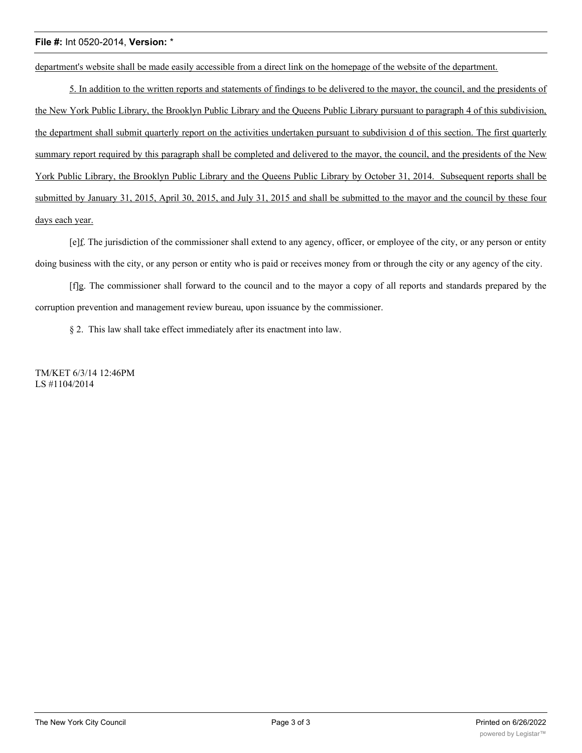department's website shall be made easily accessible from a direct link on the homepage of the website of the department.

5. In addition to the written reports and statements of findings to be delivered to the mayor, the council, and the presidents of the New York Public Library, the Brooklyn Public Library and the Queens Public Library pursuant to paragraph 4 of this subdivision, the department shall submit quarterly report on the activities undertaken pursuant to subdivision d of this section. The first quarterly summary report required by this paragraph shall be completed and delivered to the mayor, the council, and the presidents of the New York Public Library, the Brooklyn Public Library and the Queens Public Library by October 31, 2014. Subsequent reports shall be submitted by January 31, 2015, April 30, 2015, and July 31, 2015 and shall be submitted to the mayor and the council by these four days each year.

[e]f. The jurisdiction of the commissioner shall extend to any agency, officer, or employee of the city, or any person or entity doing business with the city, or any person or entity who is paid or receives money from or through the city or any agency of the city.

[f]g. The commissioner shall forward to the council and to the mayor a copy of all reports and standards prepared by the corruption prevention and management review bureau, upon issuance by the commissioner.

§ 2. This law shall take effect immediately after its enactment into law.

TM/KET 6/3/14 12:46PM
LS #1104/2014